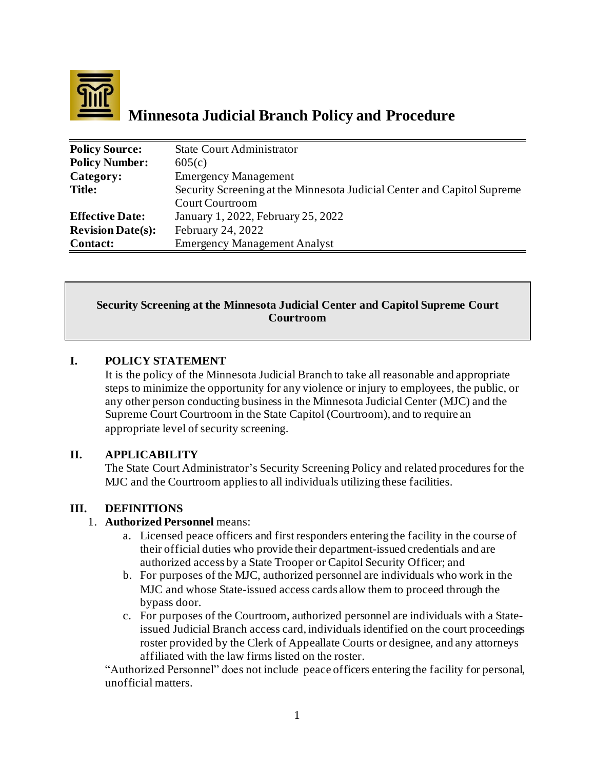# Minnesota Judicial Branch Policy and Procedure

| | |
|---|---|
| **Policy Source:** | State Court Administrator |
| **Policy Number:** | 605(c) |
| **Category:** | Emergency Management |
| **Title:** | Security Screening at the Minnesota Judicial Center and Capitol Supreme Court Courtroom |
| **Effective Date:** | January 1, 2022, February 25, 2022 |
| **Revision Date(s):** | February 24, 2022 |
| **Contact:** | Emergency Management Analyst |

**Security Screening at the Minnesota Judicial Center and Capitol Supreme Court Courtroom**

## I. POLICY STATEMENT

It is the policy of the Minnesota Judicial Branch to take all reasonable and appropriate steps to minimize the opportunity for any violence or injury to employees, the public, or any other person conducting business in the Minnesota Judicial Center (MJC) and the Supreme Court Courtroom in the State Capitol (Courtroom), and to require an appropriate level of security screening.

## II. APPLICABILITY

The State Court Administrator's Security Screening Policy and related procedures for the MJC and the Courtroom applies to all individuals utilizing these facilities.

## III. DEFINITIONS

1. **Authorized Personnel** means:
   a. Licensed peace officers and first responders entering the facility in the course of their official duties who provide their department-issued credentials and are authorized access by a State Trooper or Capitol Security Officer; and
   b. For purposes of the MJC, authorized personnel are individuals who work in the MJC and whose State-issued access cards allow them to proceed through the bypass door.
   c. For purposes of the Courtroom, authorized personnel are individuals with a State-issued Judicial Branch access card, individuals identified on the court proceedings roster provided by the Clerk of Appeallate Courts or designee, and any attorneys affiliated with the law firms listed on the roster.

   "Authorized Personnel" does not include peace officers entering the facility for personal, unofficial matters.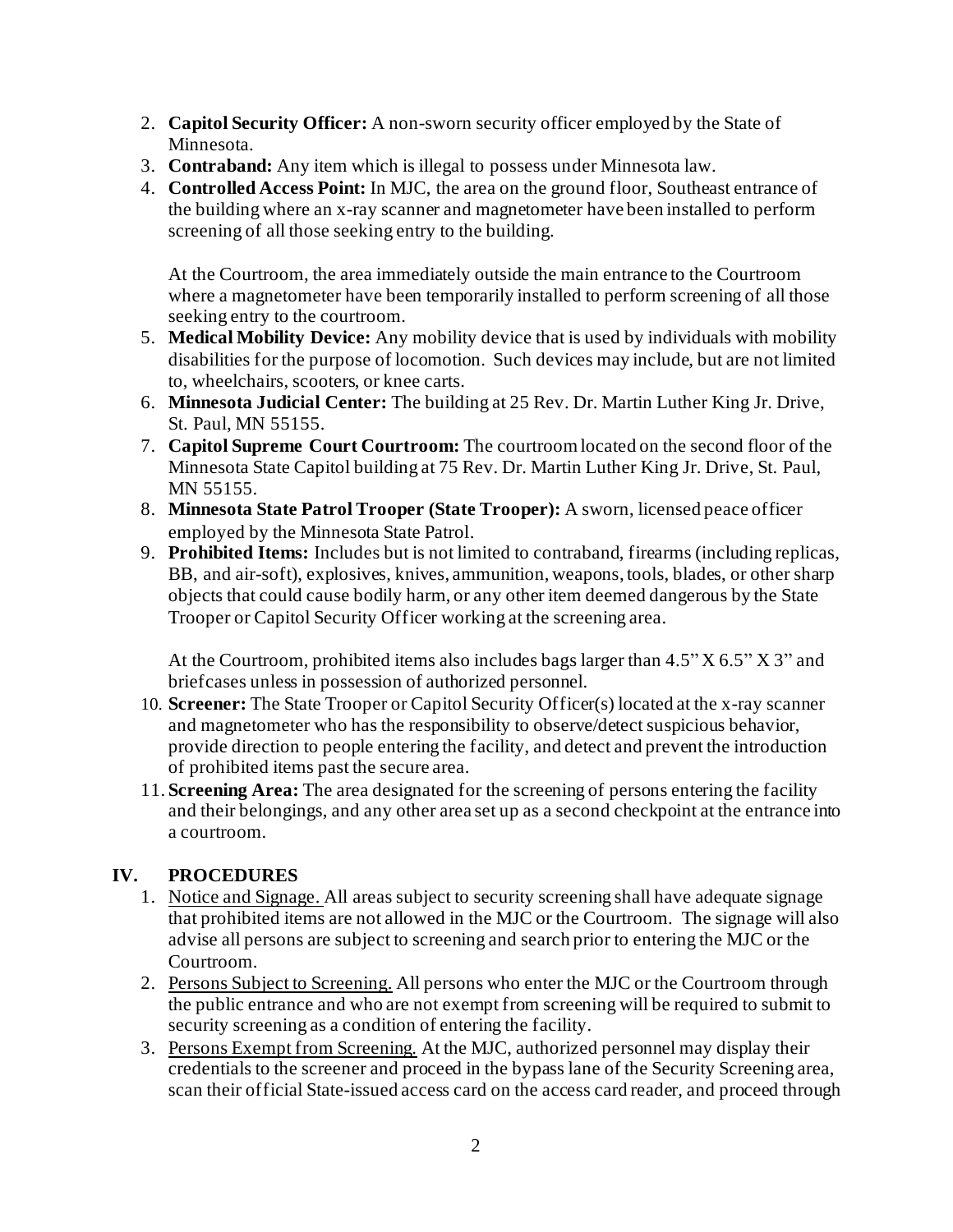2. **Capitol Security Officer:** A non-sworn security officer employed by the State of Minnesota.
3. **Contraband:** Any item which is illegal to possess under Minnesota law.
4. **Controlled Access Point:** In MJC, the area on the ground floor, Southeast entrance of the building where an x-ray scanner and magnetometer have been installed to perform screening of all those seeking entry to the building.

   At the Courtroom, the area immediately outside the main entrance to the Courtroom where a magnetometer have been temporarily installed to perform screening of all those seeking entry to the courtroom.
5. **Medical Mobility Device:** Any mobility device that is used by individuals with mobility disabilities for the purpose of locomotion. Such devices may include, but are not limited to, wheelchairs, scooters, or knee carts.
6. **Minnesota Judicial Center:** The building at 25 Rev. Dr. Martin Luther King Jr. Drive, St. Paul, MN 55155.
7. **Capitol Supreme Court Courtroom:** The courtroom located on the second floor of the Minnesota State Capitol building at 75 Rev. Dr. Martin Luther King Jr. Drive, St. Paul, MN 55155.
8. **Minnesota State Patrol Trooper (State Trooper):** A sworn, licensed peace officer employed by the Minnesota State Patrol.
9. **Prohibited Items:** Includes but is not limited to contraband, firearms (including replicas, BB, and air-soft), explosives, knives, ammunition, weapons, tools, blades, or other sharp objects that could cause bodily harm, or any other item deemed dangerous by the State Trooper or Capitol Security Officer working at the screening area.

   At the Courtroom, prohibited items also includes bags larger than 4.5" X 6.5" X 3" and briefcases unless in possession of authorized personnel.
10. **Screener:** The State Trooper or Capitol Security Officer(s) located at the x-ray scanner and magnetometer who has the responsibility to observe/detect suspicious behavior, provide direction to people entering the facility, and detect and prevent the introduction of prohibited items past the secure area.
11. **Screening Area:** The area designated for the screening of persons entering the facility and their belongings, and any other area set up as a second checkpoint at the entrance into a courtroom.

## IV. PROCEDURES

1. Notice and Signage. All areas subject to security screening shall have adequate signage that prohibited items are not allowed in the MJC or the Courtroom. The signage will also advise all persons are subject to screening and search prior to entering the MJC or the Courtroom.
2. Persons Subject to Screening. All persons who enter the MJC or the Courtroom through the public entrance and who are not exempt from screening will be required to submit to security screening as a condition of entering the facility.
3. Persons Exempt from Screening. At the MJC, authorized personnel may display their credentials to the screener and proceed in the bypass lane of the Security Screening area, scan their official State-issued access card on the access card reader, and proceed through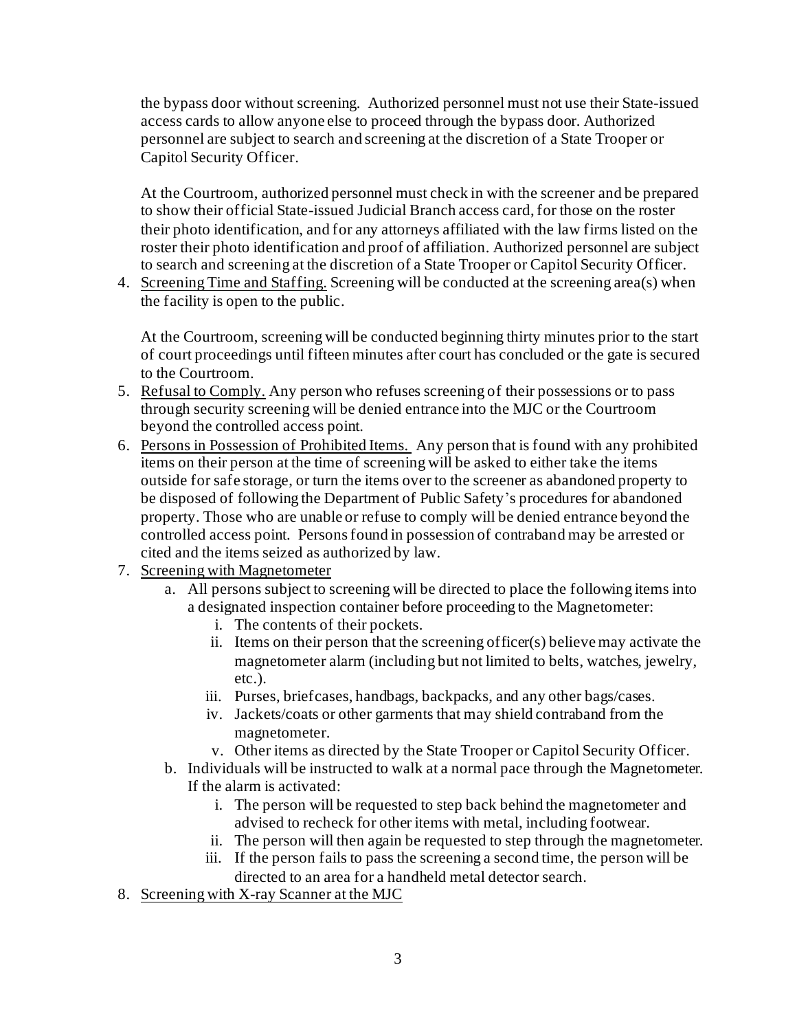the bypass door without screening. Authorized personnel must not use their State-issued access cards to allow anyone else to proceed through the bypass door. Authorized personnel are subject to search and screening at the discretion of a State Trooper or Capitol Security Officer.

At the Courtroom, authorized personnel must check in with the screener and be prepared to show their official State-issued Judicial Branch access card, for those on the roster their photo identification, and for any attorneys affiliated with the law firms listed on the roster their photo identification and proof of affiliation. Authorized personnel are subject to search and screening at the discretion of a State Trooper or Capitol Security Officer.

4. Screening Time and Staffing. Screening will be conducted at the screening area(s) when the facility is open to the public.

   At the Courtroom, screening will be conducted beginning thirty minutes prior to the start of court proceedings until fifteen minutes after court has concluded or the gate is secured to the Courtroom.
5. Refusal to Comply. Any person who refuses screening of their possessions or to pass through security screening will be denied entrance into the MJC or the Courtroom beyond the controlled access point.
6. Persons in Possession of Prohibited Items. Any person that is found with any prohibited items on their person at the time of screening will be asked to either take the items outside for safe storage, or turn the items over to the screener as abandoned property to be disposed of following the Department of Public Safety's procedures for abandoned property. Those who are unable or refuse to comply will be denied entrance beyond the controlled access point. Persons found in possession of contraband may be arrested or cited and the items seized as authorized by law.
7. Screening with Magnetometer
   a. All persons subject to screening will be directed to place the following items into a designated inspection container before proceeding to the Magnetometer:
      i. The contents of their pockets.
      ii. Items on their person that the screening officer(s) believe may activate the magnetometer alarm (including but not limited to belts, watches, jewelry, etc.).
      iii. Purses, briefcases, handbags, backpacks, and any other bags/cases.
      iv. Jackets/coats or other garments that may shield contraband from the magnetometer.
      v. Other items as directed by the State Trooper or Capitol Security Officer.
   b. Individuals will be instructed to walk at a normal pace through the Magnetometer. If the alarm is activated:
      i. The person will be requested to step back behind the magnetometer and advised to recheck for other items with metal, including footwear.
      ii. The person will then again be requested to step through the magnetometer.
      iii. If the person fails to pass the screening a second time, the person will be directed to an area for a handheld metal detector search.
8. Screening with X-ray Scanner at the MJC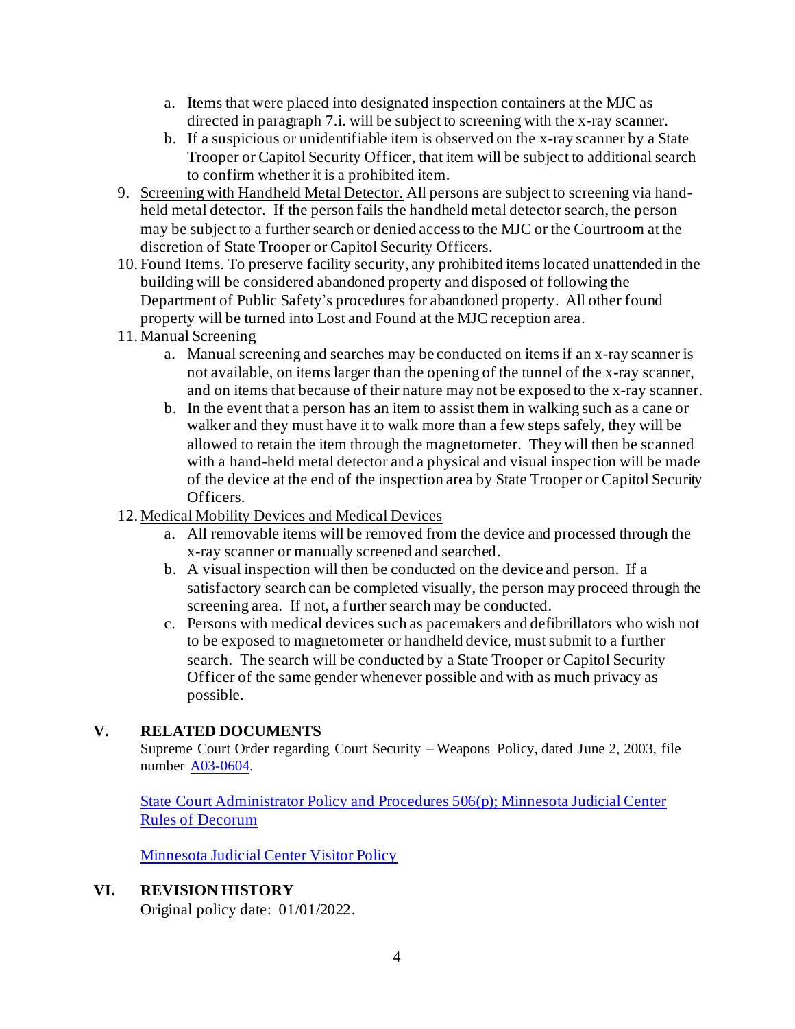a. Items that were placed into designated inspection containers at the MJC as directed in paragraph 7.i. will be subject to screening with the x-ray scanner.
   b. If a suspicious or unidentifiable item is observed on the x-ray scanner by a State Trooper or Capitol Security Officer, that item will be subject to additional search to confirm whether it is a prohibited item.

9. Screening with Handheld Metal Detector. All persons are subject to screening via hand-held metal detector. If the person fails the handheld metal detector search, the person may be subject to a further search or denied access to the MJC or the Courtroom at the discretion of State Trooper or Capitol Security Officers.
10. Found Items. To preserve facility security, any prohibited items located unattended in the building will be considered abandoned property and disposed of following the Department of Public Safety's procedures for abandoned property. All other found property will be turned into Lost and Found at the MJC reception area.
11. Manual Screening
    a. Manual screening and searches may be conducted on items if an x-ray scanner is not available, on items larger than the opening of the tunnel of the x-ray scanner, and on items that because of their nature may not be exposed to the x-ray scanner.
    b. In the event that a person has an item to assist them in walking such as a cane or walker and they must have it to walk more than a few steps safely, they will be allowed to retain the item through the magnetometer. They will then be scanned with a hand-held metal detector and a physical and visual inspection will be made of the device at the end of the inspection area by State Trooper or Capitol Security Officers.
12. Medical Mobility Devices and Medical Devices
    a. All removable items will be removed from the device and processed through the x-ray scanner or manually screened and searched.
    b. A visual inspection will then be conducted on the device and person. If a satisfactory search can be completed visually, the person may proceed through the screening area. If not, a further search may be conducted.
    c. Persons with medical devices such as pacemakers and defibrillators who wish not to be exposed to magnetometer or handheld device, must submit to a further search. The search will be conducted by a State Trooper or Capitol Security Officer of the same gender whenever possible and with as much privacy as possible.

## V. RELATED DOCUMENTS

Supreme Court Order regarding Court Security – Weapons Policy, dated June 2, 2003, file number A03-0604.

State Court Administrator Policy and Procedures 506(p); Minnesota Judicial Center Rules of Decorum

Minnesota Judicial Center Visitor Policy

## VI. REVISION HISTORY

Original policy date: 01/01/2022.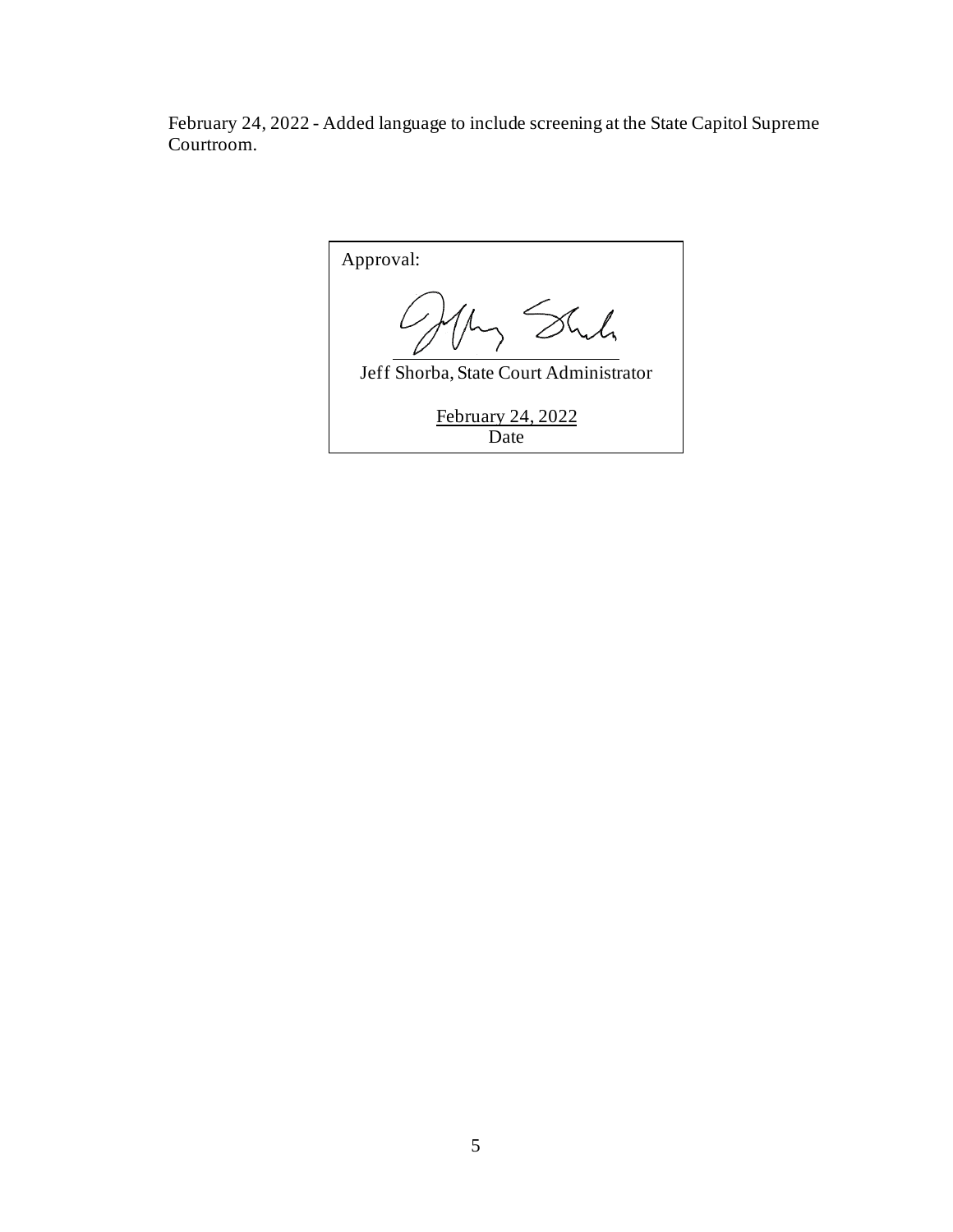February 24, 2022 - Added language to include screening at the State Capitol Supreme Courtroom.

Approval:

Jeff Shorba, State Court Administrator

February 24, 2022

Date